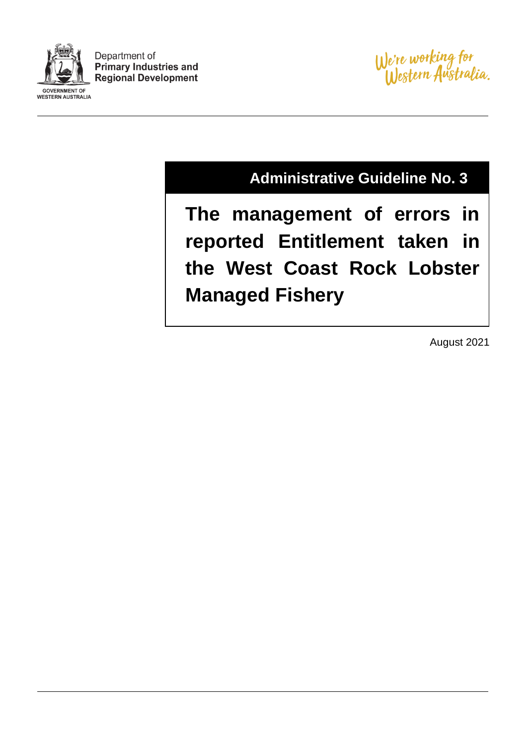Department of
**Primary Industries and Regional Development**

GOVERNMENT OF WESTERN AUSTRALIA

We're working for Western Australia.

**Administrative Guideline No. 3**

# The management of errors in reported Entitlement taken in the West Coast Rock Lobster Managed Fishery

August 2021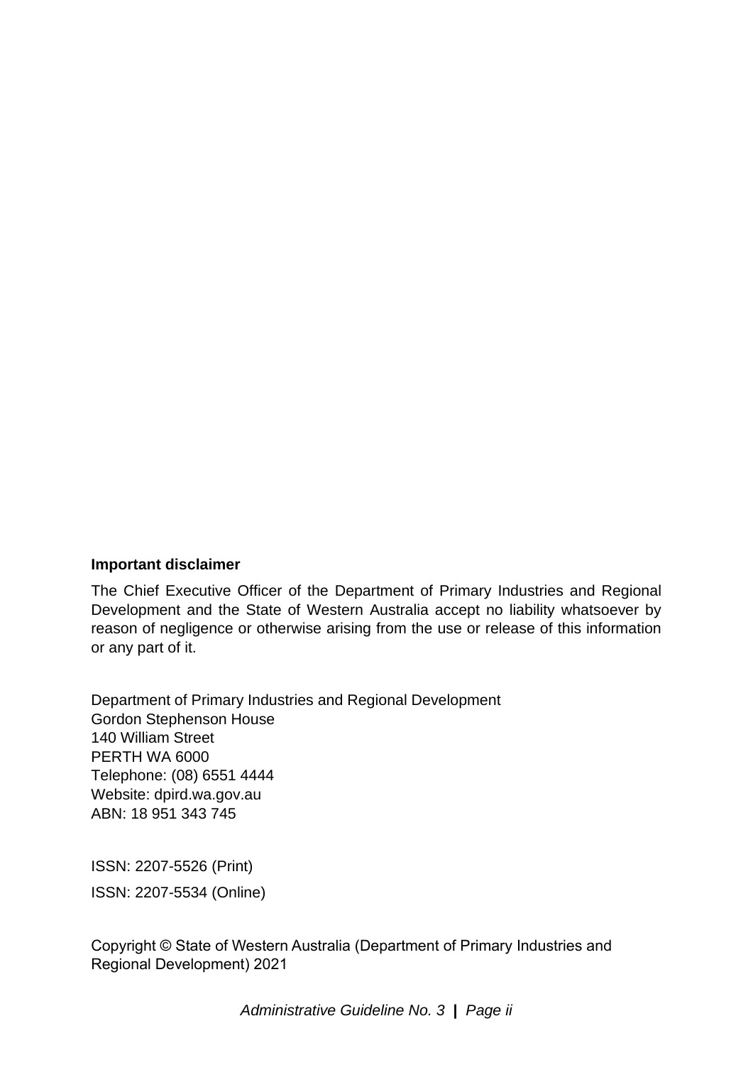**Important disclaimer**

The Chief Executive Officer of the Department of Primary Industries and Regional Development and the State of Western Australia accept no liability whatsoever by reason of negligence or otherwise arising from the use or release of this information or any part of it.

Department of Primary Industries and Regional Development
Gordon Stephenson House
140 William Street
PERTH WA 6000
Telephone: (08) 6551 4444
Website: dpird.wa.gov.au
ABN: 18 951 343 745

ISSN: 2207-5526 (Print)

ISSN: 2207-5534 (Online)

Copyright © State of Western Australia (Department of Primary Industries and Regional Development) 2021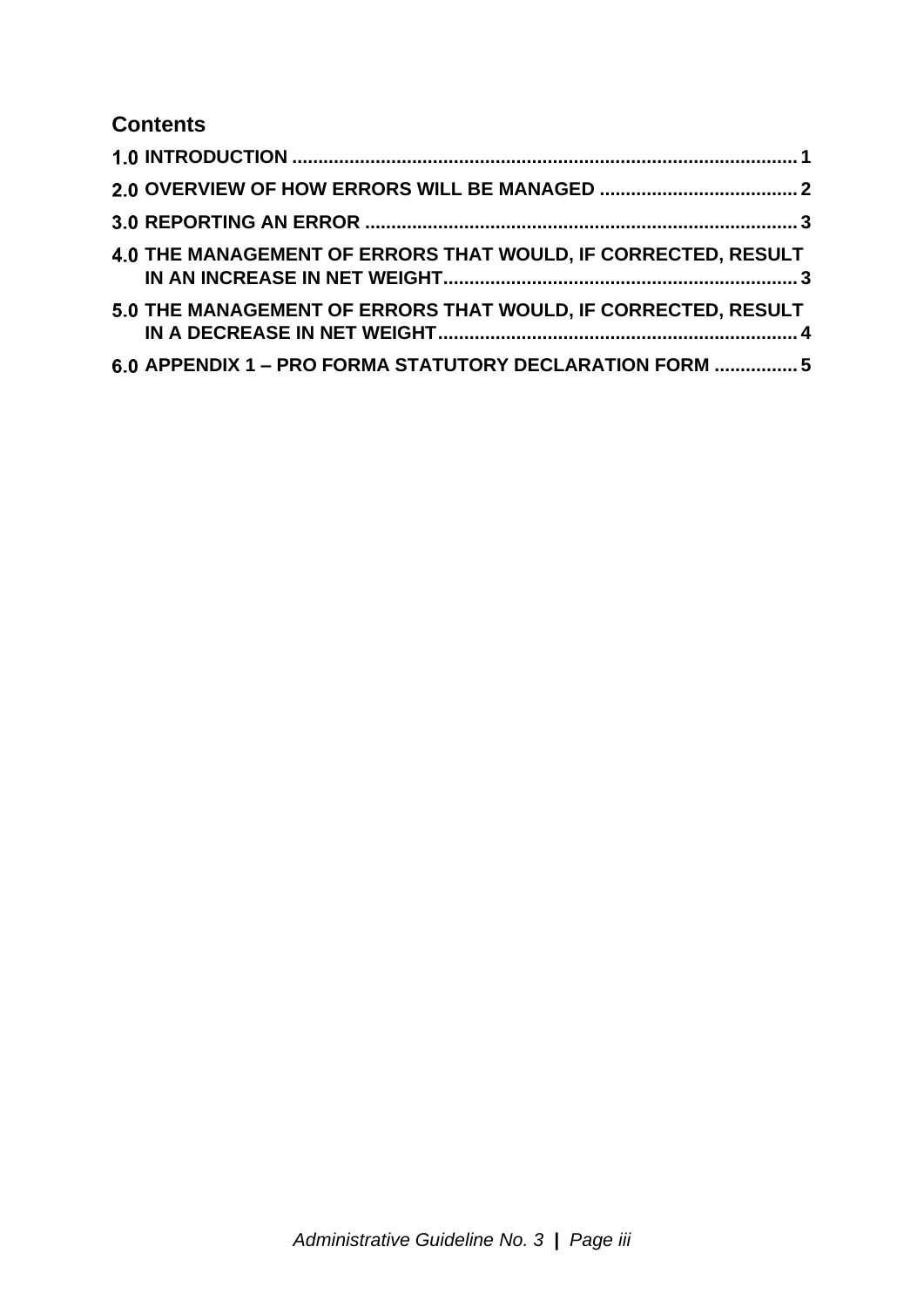## Contents

1.0 INTRODUCTION ..... 1

2.0 OVERVIEW OF HOW ERRORS WILL BE MANAGED ..... 2

3.0 REPORTING AN ERROR ..... 3

4.0 THE MANAGEMENT OF ERRORS THAT WOULD, IF CORRECTED, RESULT IN AN INCREASE IN NET WEIGHT ..... 3

5.0 THE MANAGEMENT OF ERRORS THAT WOULD, IF CORRECTED, RESULT IN A DECREASE IN NET WEIGHT ..... 4

6.0 APPENDIX 1 – PRO FORMA STATUTORY DECLARATION FORM ..... 5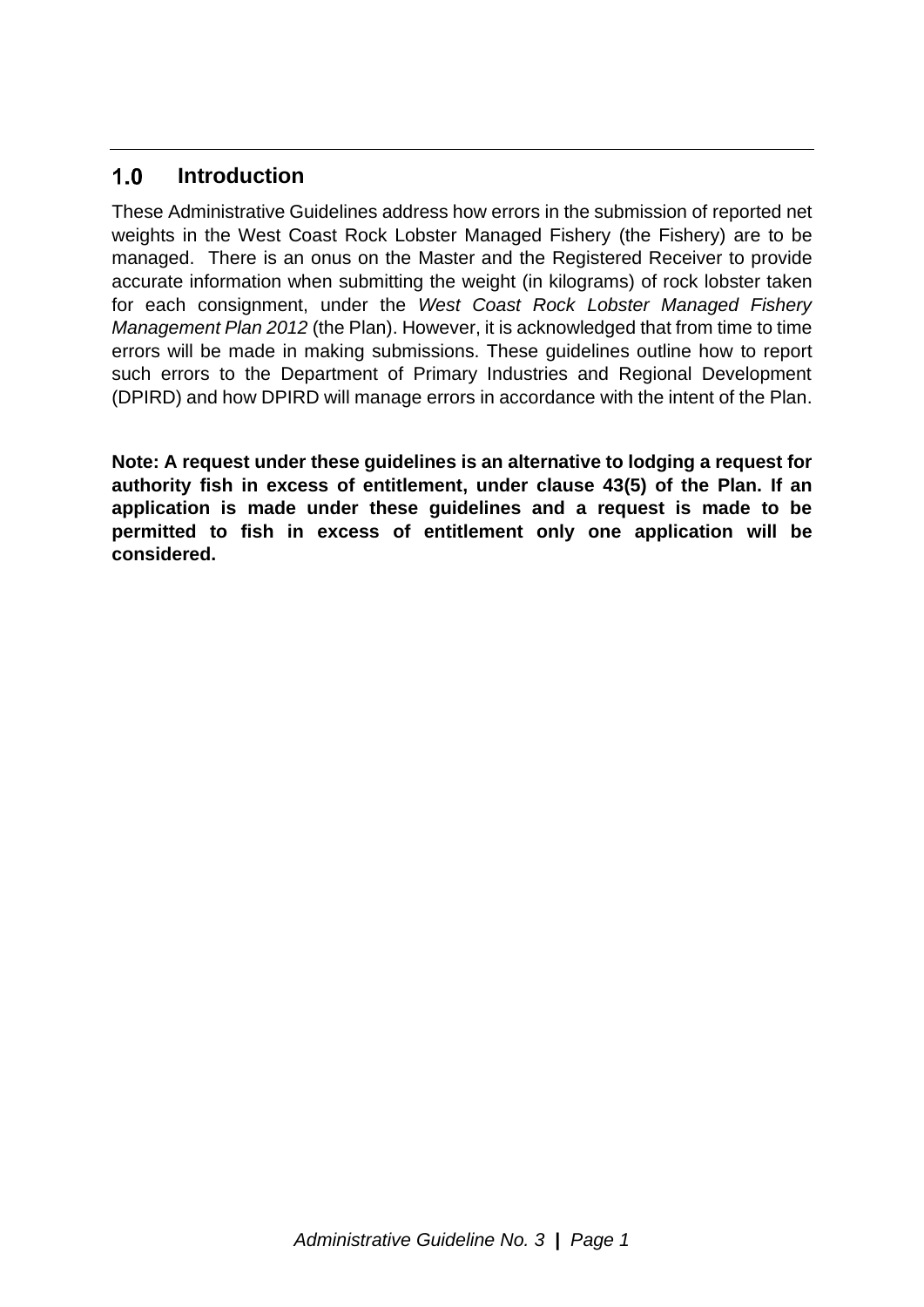## 1.0 Introduction

These Administrative Guidelines address how errors in the submission of reported net weights in the West Coast Rock Lobster Managed Fishery (the Fishery) are to be managed. There is an onus on the Master and the Registered Receiver to provide accurate information when submitting the weight (in kilograms) of rock lobster taken for each consignment, under the *West Coast Rock Lobster Managed Fishery Management Plan 2012* (the Plan). However, it is acknowledged that from time to time errors will be made in making submissions. These guidelines outline how to report such errors to the Department of Primary Industries and Regional Development (DPIRD) and how DPIRD will manage errors in accordance with the intent of the Plan.

**Note: A request under these guidelines is an alternative to lodging a request for authority fish in excess of entitlement, under clause 43(5) of the Plan. If an application is made under these guidelines and a request is made to be permitted to fish in excess of entitlement only one application will be considered.**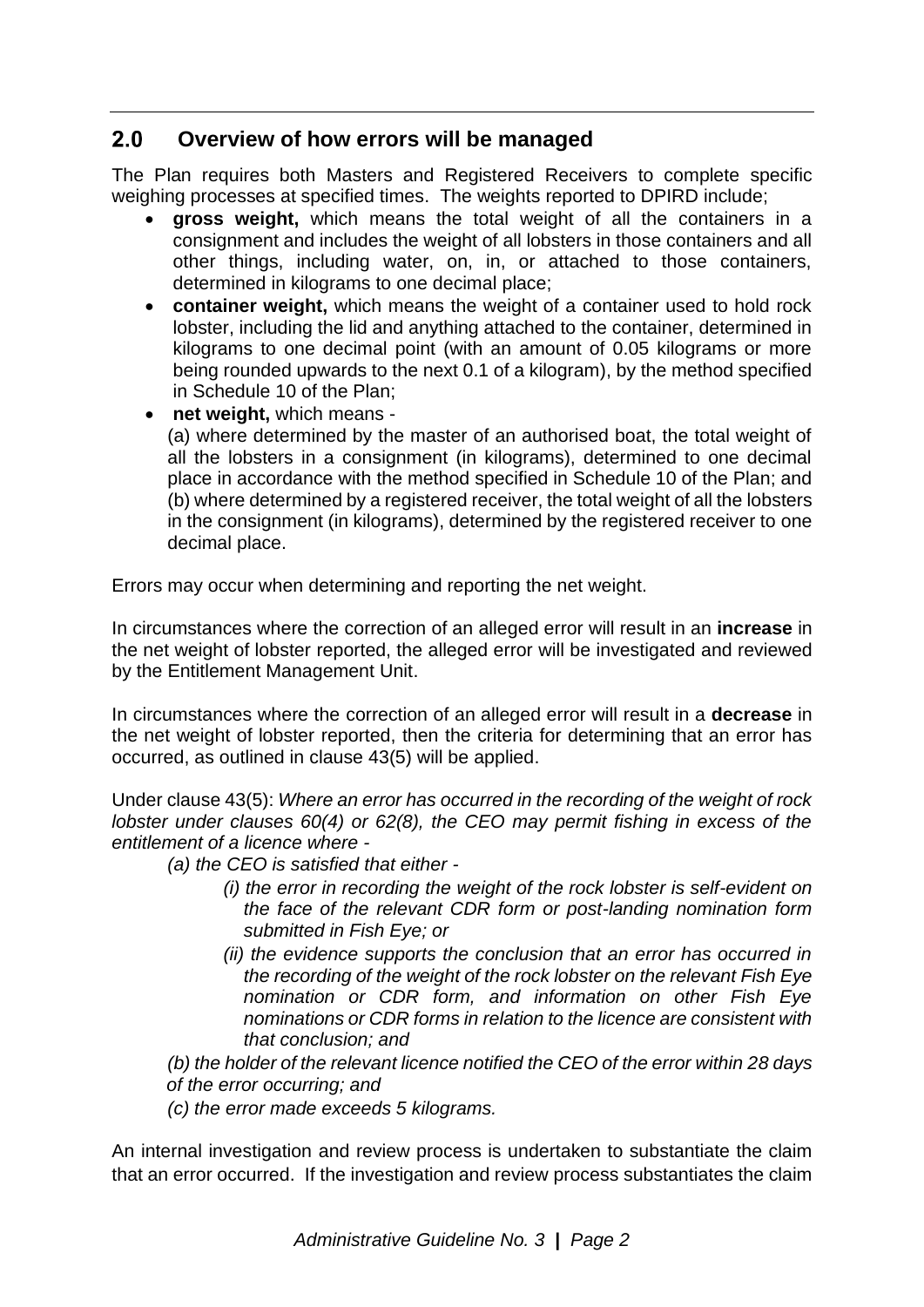## 2.0 Overview of how errors will be managed

The Plan requires both Masters and Registered Receivers to complete specific weighing processes at specified times. The weights reported to DPIRD include;

- **gross weight,** which means the total weight of all the containers in a consignment and includes the weight of all lobsters in those containers and all other things, including water, on, in, or attached to those containers, determined in kilograms to one decimal place;
- **container weight,** which means the weight of a container used to hold rock lobster, including the lid and anything attached to the container, determined in kilograms to one decimal point (with an amount of 0.05 kilograms or more being rounded upwards to the next 0.1 of a kilogram), by the method specified in Schedule 10 of the Plan;
- **net weight,** which means -
  (a) where determined by the master of an authorised boat, the total weight of all the lobsters in a consignment (in kilograms), determined to one decimal place in accordance with the method specified in Schedule 10 of the Plan; and
  (b) where determined by a registered receiver, the total weight of all the lobsters in the consignment (in kilograms), determined by the registered receiver to one decimal place.

Errors may occur when determining and reporting the net weight.

In circumstances where the correction of an alleged error will result in an **increase** in the net weight of lobster reported, the alleged error will be investigated and reviewed by the Entitlement Management Unit.

In circumstances where the correction of an alleged error will result in a **decrease** in the net weight of lobster reported, then the criteria for determining that an error has occurred, as outlined in clause 43(5) will be applied.

Under clause 43(5): *Where an error has occurred in the recording of the weight of rock lobster under clauses 60(4) or 62(8), the CEO may permit fishing in excess of the entitlement of a licence where -*

*(a) the CEO is satisfied that either -*

*(i) the error in recording the weight of the rock lobster is self-evident on the face of the relevant CDR form or post-landing nomination form submitted in Fish Eye; or*

*(ii) the evidence supports the conclusion that an error has occurred in the recording of the weight of the rock lobster on the relevant Fish Eye nomination or CDR form, and information on other Fish Eye nominations or CDR forms in relation to the licence are consistent with that conclusion; and*

*(b) the holder of the relevant licence notified the CEO of the error within 28 days of the error occurring; and*

*(c) the error made exceeds 5 kilograms.*

An internal investigation and review process is undertaken to substantiate the claim that an error occurred. If the investigation and review process substantiates the claim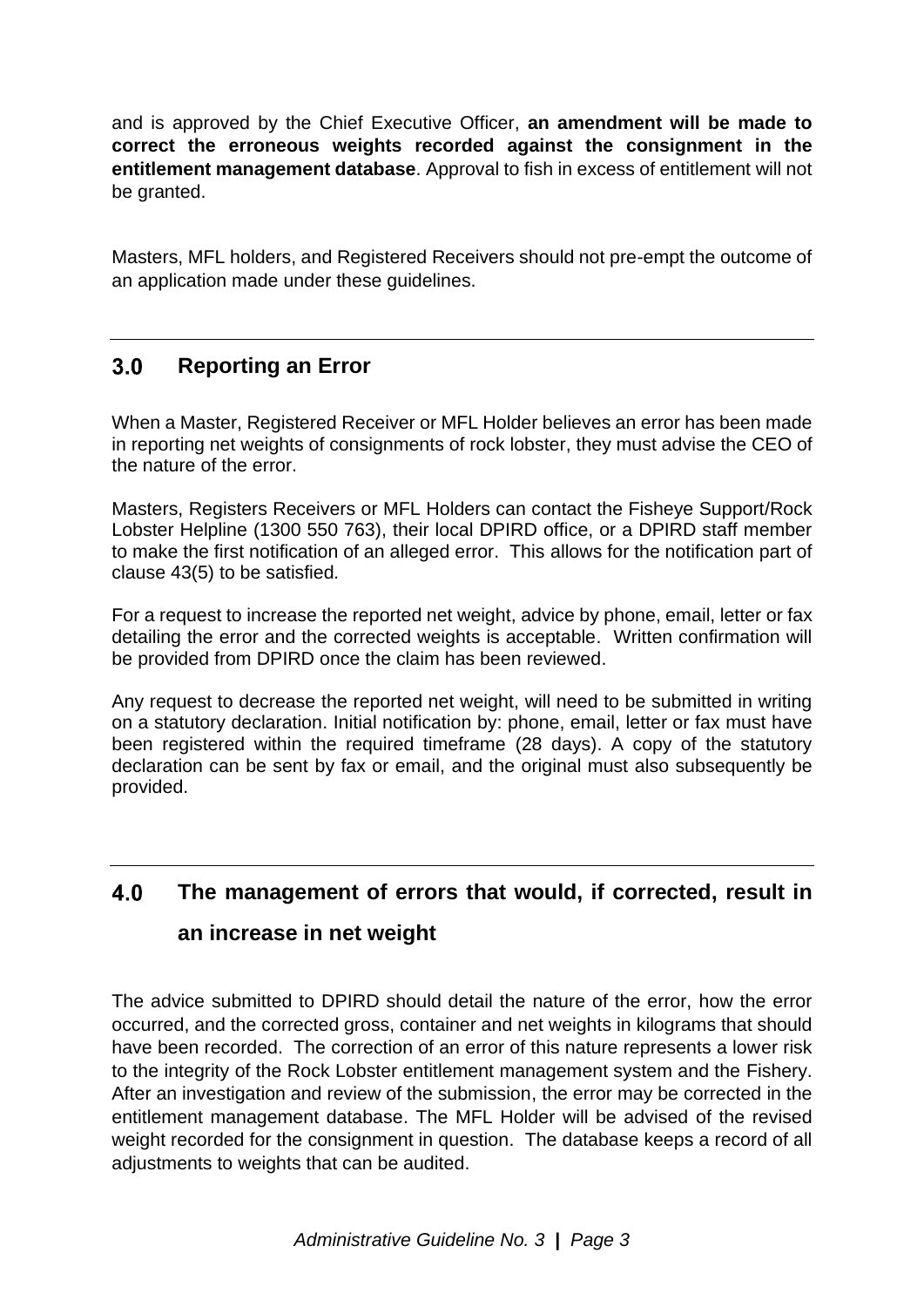and is approved by the Chief Executive Officer, **an amendment will be made to correct the erroneous weights recorded against the consignment in the entitlement management database**. Approval to fish in excess of entitlement will not be granted.

Masters, MFL holders, and Registered Receivers should not pre-empt the outcome of an application made under these guidelines.

## 3.0 Reporting an Error

When a Master, Registered Receiver or MFL Holder believes an error has been made in reporting net weights of consignments of rock lobster, they must advise the CEO of the nature of the error.

Masters, Registers Receivers or MFL Holders can contact the Fisheye Support/Rock Lobster Helpline (1300 550 763), their local DPIRD office, or a DPIRD staff member to make the first notification of an alleged error. This allows for the notification part of clause 43(5) to be satisfied.

For a request to increase the reported net weight, advice by phone, email, letter or fax detailing the error and the corrected weights is acceptable. Written confirmation will be provided from DPIRD once the claim has been reviewed.

Any request to decrease the reported net weight, will need to be submitted in writing on a statutory declaration. Initial notification by: phone, email, letter or fax must have been registered within the required timeframe (28 days). A copy of the statutory declaration can be sent by fax or email, and the original must also subsequently be provided.

## 4.0 The management of errors that would, if corrected, result in an increase in net weight

The advice submitted to DPIRD should detail the nature of the error, how the error occurred, and the corrected gross, container and net weights in kilograms that should have been recorded. The correction of an error of this nature represents a lower risk to the integrity of the Rock Lobster entitlement management system and the Fishery. After an investigation and review of the submission, the error may be corrected in the entitlement management database. The MFL Holder will be advised of the revised weight recorded for the consignment in question. The database keeps a record of all adjustments to weights that can be audited.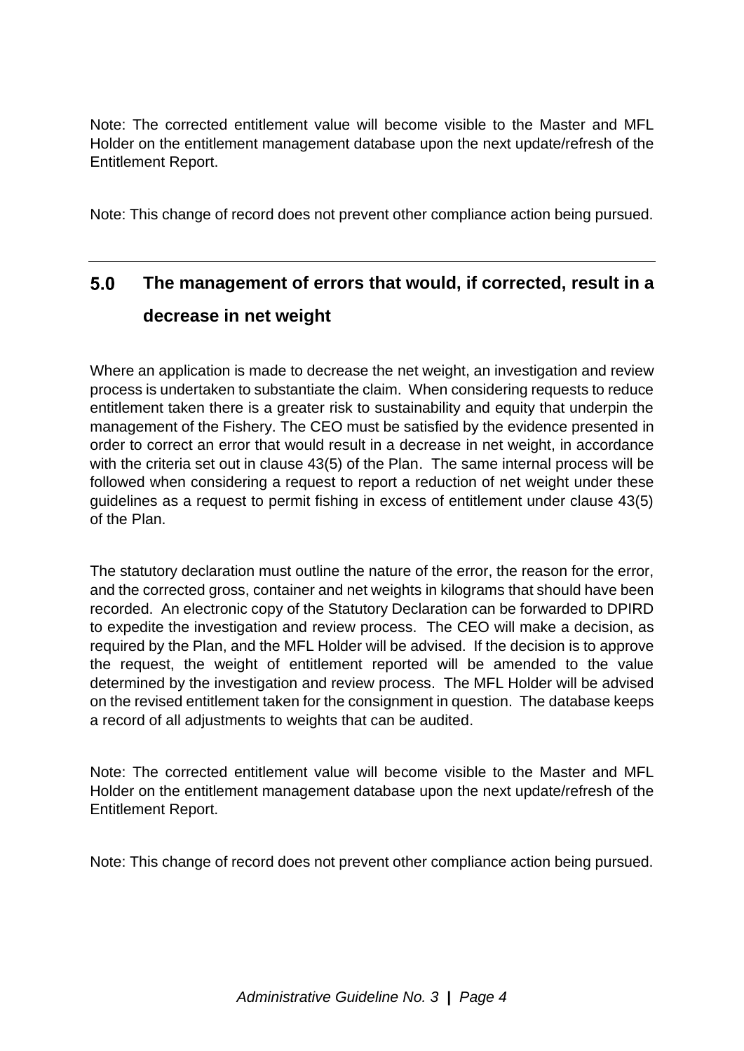Note: The corrected entitlement value will become visible to the Master and MFL Holder on the entitlement management database upon the next update/refresh of the Entitlement Report.

Note: This change of record does not prevent other compliance action being pursued.

---

## 5.0 The management of errors that would, if corrected, result in a decrease in net weight

Where an application is made to decrease the net weight, an investigation and review process is undertaken to substantiate the claim. When considering requests to reduce entitlement taken there is a greater risk to sustainability and equity that underpin the management of the Fishery. The CEO must be satisfied by the evidence presented in order to correct an error that would result in a decrease in net weight, in accordance with the criteria set out in clause 43(5) of the Plan. The same internal process will be followed when considering a request to report a reduction of net weight under these guidelines as a request to permit fishing in excess of entitlement under clause 43(5) of the Plan.

The statutory declaration must outline the nature of the error, the reason for the error, and the corrected gross, container and net weights in kilograms that should have been recorded. An electronic copy of the Statutory Declaration can be forwarded to DPIRD to expedite the investigation and review process. The CEO will make a decision, as required by the Plan, and the MFL Holder will be advised. If the decision is to approve the request, the weight of entitlement reported will be amended to the value determined by the investigation and review process. The MFL Holder will be advised on the revised entitlement taken for the consignment in question. The database keeps a record of all adjustments to weights that can be audited.

Note: The corrected entitlement value will become visible to the Master and MFL Holder on the entitlement management database upon the next update/refresh of the Entitlement Report.

Note: This change of record does not prevent other compliance action being pursued.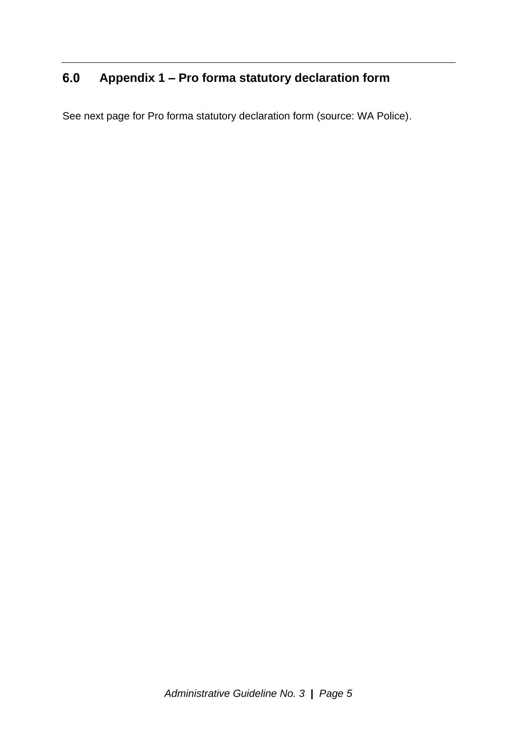## 6.0 Appendix 1 – Pro forma statutory declaration form

See next page for Pro forma statutory declaration form (source: WA Police).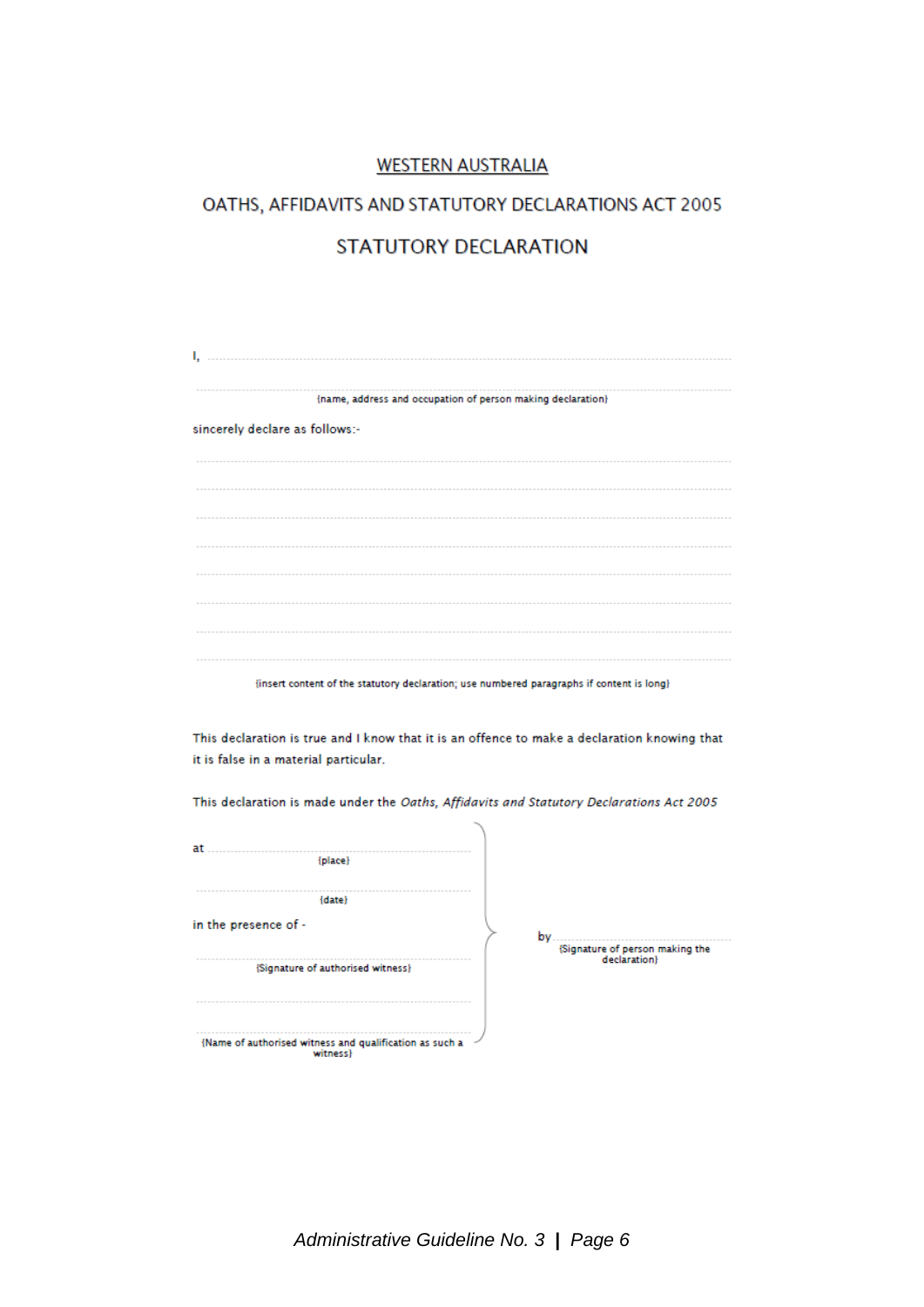# WESTERN AUSTRALIA

## OATHS, AFFIDAVITS AND STATUTORY DECLARATIONS ACT 2005

## STATUTORY DECLARATION

I, ..................................................................................................................................................

..................................................................................................................................................

{name, address and occupation of person making declaration}

sincerely declare as follows:-

..................................................................................................................................................

..................................................................................................................................................

..................................................................................................................................................

..................................................................................................................................................

..................................................................................................................................................

..................................................................................................................................................

..................................................................................................................................................

..................................................................................................................................................

{insert content of the statutory declaration; use numbered paragraphs if content is long}

This declaration is true and I know that it is an offence to make a declaration knowing that it is false in a material particular.

This declaration is made under the *Oaths, Affidavits and Statutory Declarations Act 2005*

at ..........................................................................
{place}

..........................................................................
{date}

in the presence of -

..........................................................................
{Signature of authorised witness}

..........................................................................

..........................................................................
{Name of authorised witness and qualification as such a witness}

by ..........................................................................
{Signature of person making the declaration}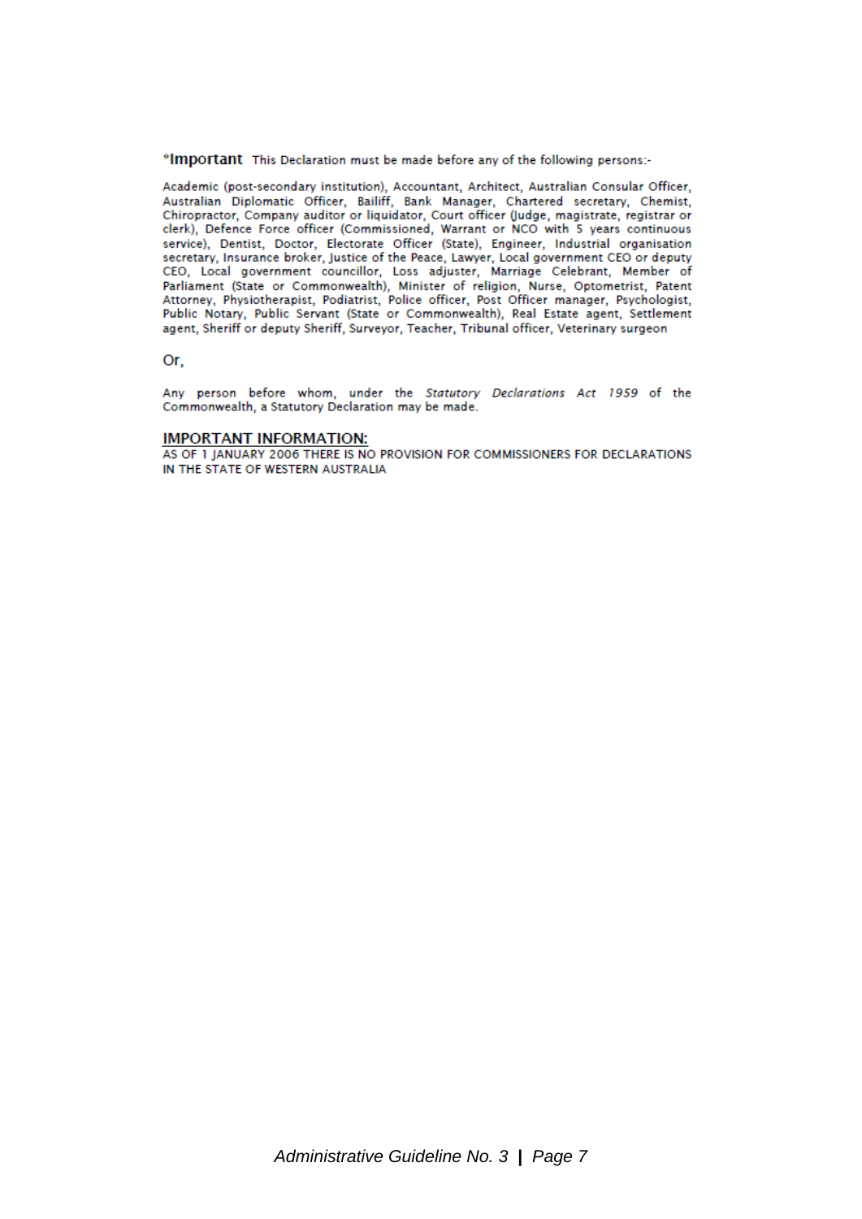**\*Important** This Declaration must be made before any of the following persons:-

Academic (post-secondary institution), Accountant, Architect, Australian Consular Officer, Australian Diplomatic Officer, Bailiff, Bank Manager, Chartered secretary, Chemist, Chiropractor, Company auditor or liquidator, Court officer (Judge, magistrate, registrar or clerk), Defence Force officer (Commissioned, Warrant or NCO with 5 years continuous service), Dentist, Doctor, Electorate Officer (State), Engineer, Industrial organisation secretary, Insurance broker, Justice of the Peace, Lawyer, Local government CEO or deputy CEO, Local government councillor, Loss adjuster, Marriage Celebrant, Member of Parliament (State or Commonwealth), Minister of religion, Nurse, Optometrist, Patent Attorney, Physiotherapist, Podiatrist, Police officer, Post Officer manager, Psychologist, Public Notary, Public Servant (State or Commonwealth), Real Estate agent, Settlement agent, Sheriff or deputy Sheriff, Surveyor, Teacher, Tribunal officer, Veterinary surgeon

Or,

Any person before whom, under the *Statutory Declarations Act 1959* of the Commonwealth, a Statutory Declaration may be made.

**IMPORTANT INFORMATION:**

AS OF 1 JANUARY 2006 THERE IS NO PROVISION FOR COMMISSIONERS FOR DECLARATIONS IN THE STATE OF WESTERN AUSTRALIA